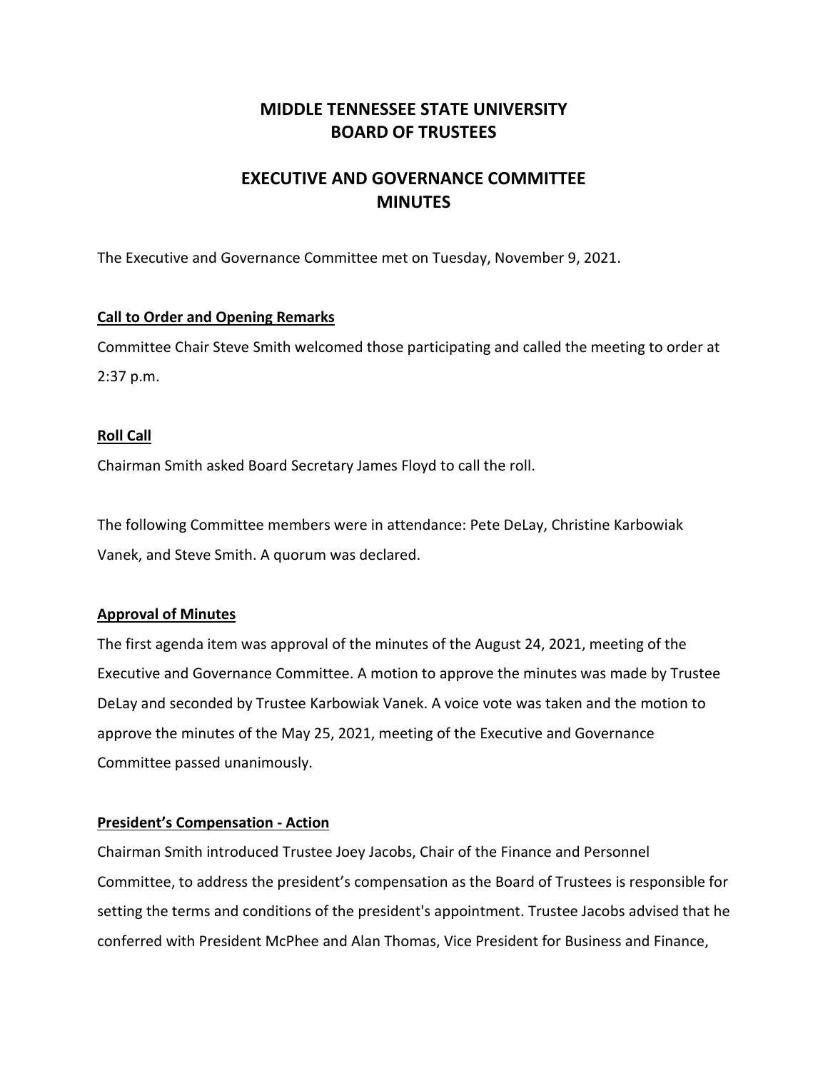# MIDDLE TENNESSEE STATE UNIVERSITY
# BOARD OF TRUSTEES

## EXECUTIVE AND GOVERNANCE COMMITTEE
## MINUTES

The Executive and Governance Committee met on Tuesday, November 9, 2021.

**Call to Order and Opening Remarks**

Committee Chair Steve Smith welcomed those participating and called the meeting to order at 2:37 p.m.

**Roll Call**

Chairman Smith asked Board Secretary James Floyd to call the roll.

The following Committee members were in attendance: Pete DeLay, Christine Karbowiak Vanek, and Steve Smith. A quorum was declared.

**Approval of Minutes**

The first agenda item was approval of the minutes of the August 24, 2021, meeting of the Executive and Governance Committee. A motion to approve the minutes was made by Trustee DeLay and seconded by Trustee Karbowiak Vanek. A voice vote was taken and the motion to approve the minutes of the May 25, 2021, meeting of the Executive and Governance Committee passed unanimously.

**President's Compensation - Action**

Chairman Smith introduced Trustee Joey Jacobs, Chair of the Finance and Personnel Committee, to address the president's compensation as the Board of Trustees is responsible for setting the terms and conditions of the president's appointment. Trustee Jacobs advised that he conferred with President McPhee and Alan Thomas, Vice President for Business and Finance,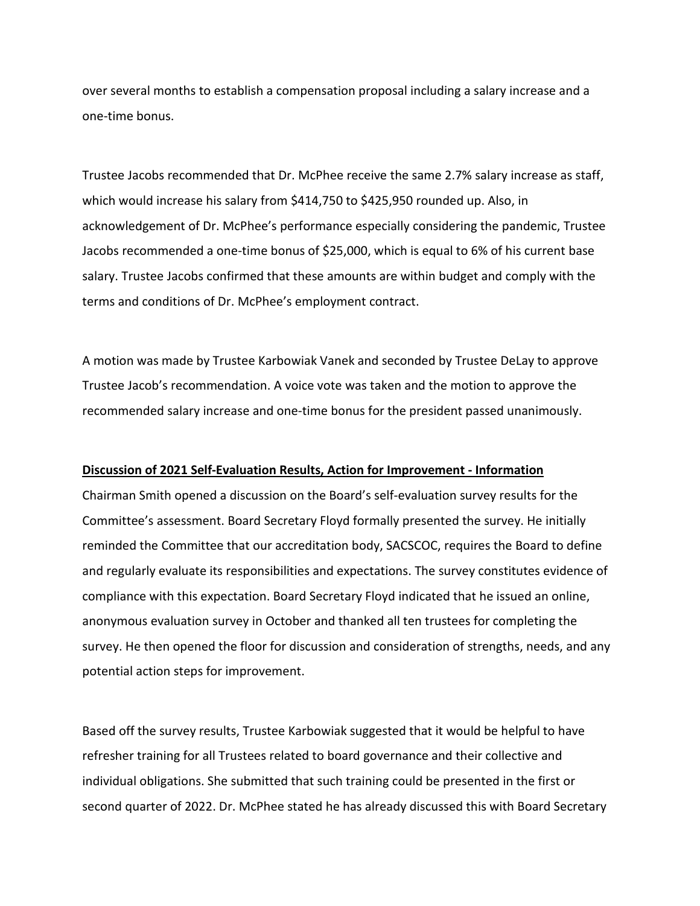over several months to establish a compensation proposal including a salary increase and a one-time bonus.

Trustee Jacobs recommended that Dr. McPhee receive the same 2.7% salary increase as staff, which would increase his salary from $414,750 to $425,950 rounded up. Also, in acknowledgement of Dr. McPhee's performance especially considering the pandemic, Trustee Jacobs recommended a one-time bonus of $25,000, which is equal to 6% of his current base salary. Trustee Jacobs confirmed that these amounts are within budget and comply with the terms and conditions of Dr. McPhee's employment contract.

A motion was made by Trustee Karbowiak Vanek and seconded by Trustee DeLay to approve Trustee Jacob's recommendation. A voice vote was taken and the motion to approve the recommended salary increase and one-time bonus for the president passed unanimously.

**Discussion of 2021 Self-Evaluation Results, Action for Improvement - Information**

Chairman Smith opened a discussion on the Board's self-evaluation survey results for the Committee's assessment. Board Secretary Floyd formally presented the survey. He initially reminded the Committee that our accreditation body, SACSCOC, requires the Board to define and regularly evaluate its responsibilities and expectations. The survey constitutes evidence of compliance with this expectation. Board Secretary Floyd indicated that he issued an online, anonymous evaluation survey in October and thanked all ten trustees for completing the survey. He then opened the floor for discussion and consideration of strengths, needs, and any potential action steps for improvement.

Based off the survey results, Trustee Karbowiak suggested that it would be helpful to have refresher training for all Trustees related to board governance and their collective and individual obligations. She submitted that such training could be presented in the first or second quarter of 2022. Dr. McPhee stated he has already discussed this with Board Secretary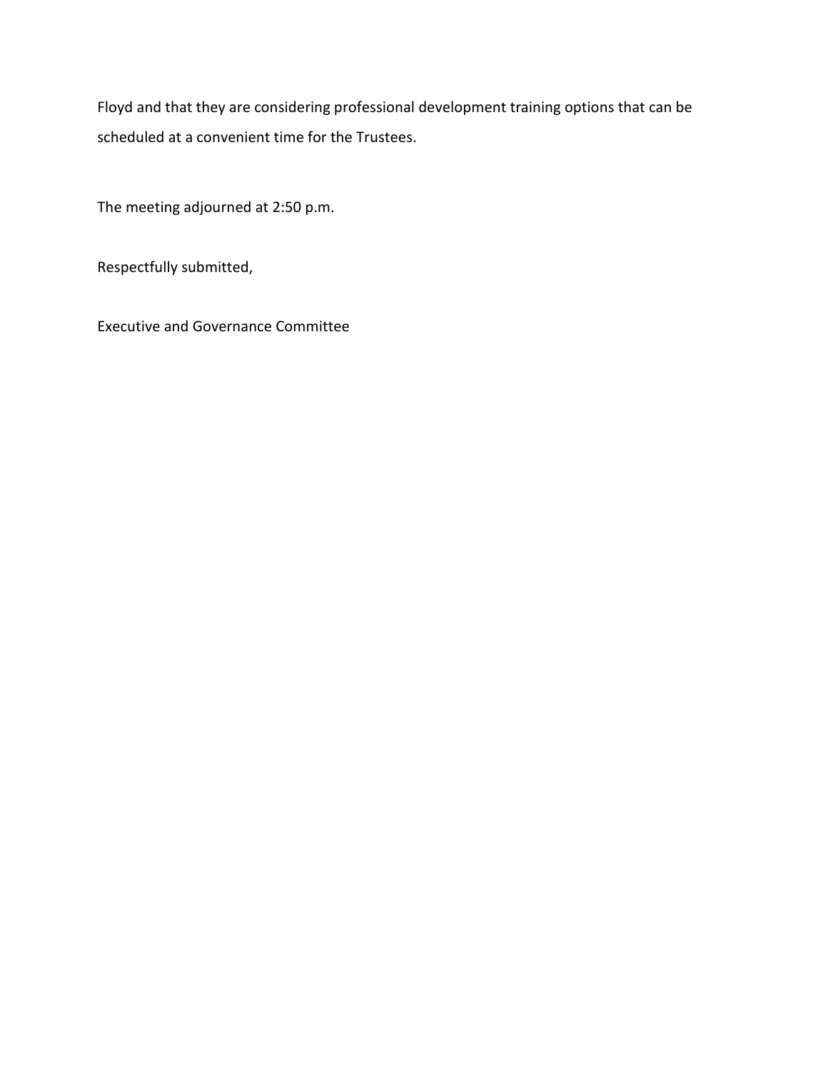Floyd and that they are considering professional development training options that can be scheduled at a convenient time for the Trustees.

The meeting adjourned at 2:50 p.m.

Respectfully submitted,

Executive and Governance Committee